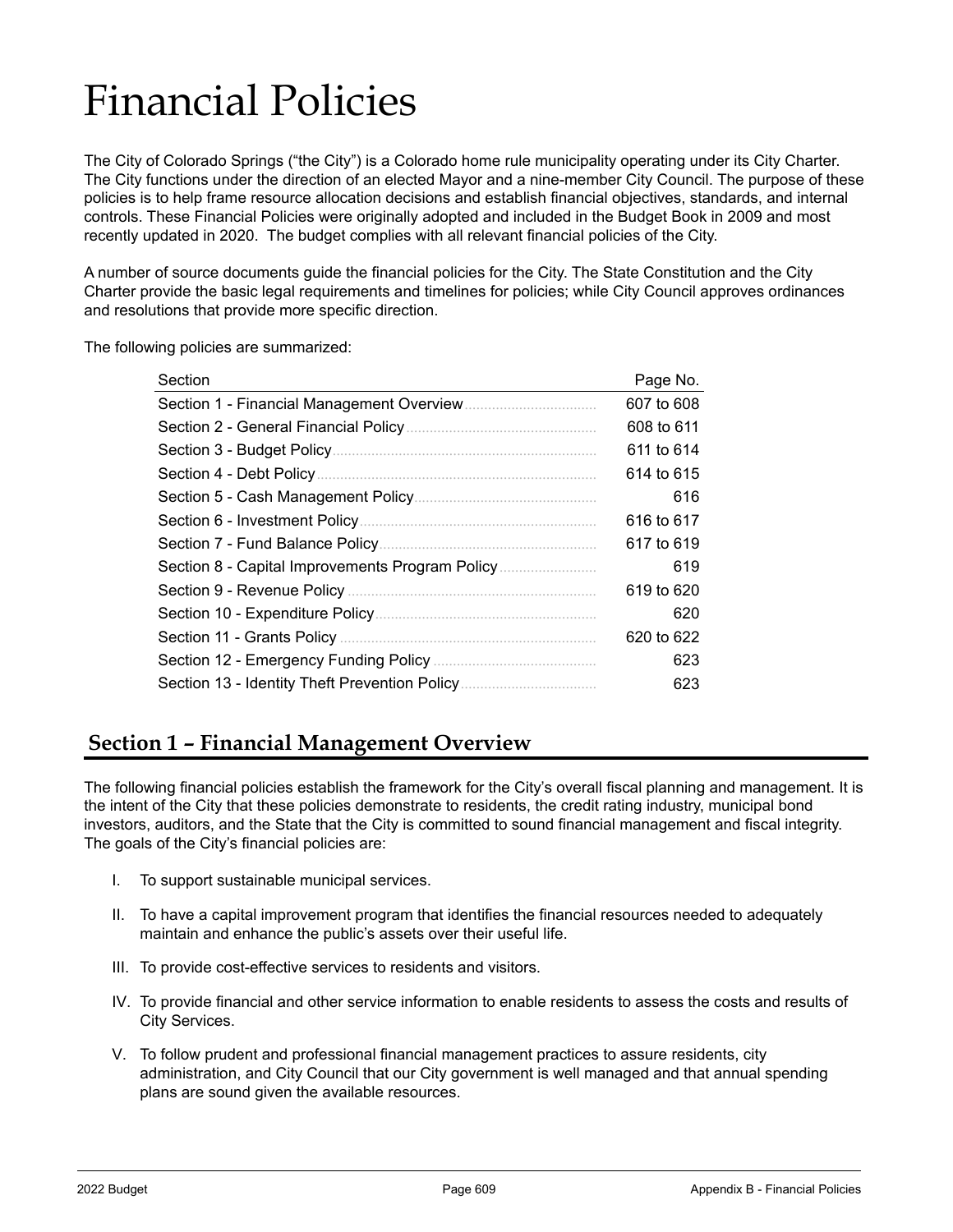# Financial Policies

The City of Colorado Springs ("the City") is a Colorado home rule municipality operating under its City Charter. The City functions under the direction of an elected Mayor and a nine-member City Council. The purpose of these policies is to help frame resource allocation decisions and establish financial objectives, standards, and internal controls. These Financial Policies were originally adopted and included in the Budget Book in 2009 and most recently updated in 2020. The budget complies with all relevant financial policies of the City.

A number of source documents guide the financial policies for the City. The State Constitution and the City Charter provide the basic legal requirements and timelines for policies; while City Council approves ordinances and resolutions that provide more specific direction.

The following policies are summarized:

| Section | Page No. |
|---|---|
| Section 1 - Financial Management Overview | 607 to 608 |
| Section 2 - General Financial Policy | 608 to 611 |
| Section 3 - Budget Policy | 611 to 614 |
| Section 4 - Debt Policy | 614 to 615 |
| Section 5 - Cash Management Policy | 616 |
| Section 6 - Investment Policy | 616 to 617 |
| Section 7 - Fund Balance Policy | 617 to 619 |
| Section 8 - Capital Improvements Program Policy | 619 |
| Section 9 - Revenue Policy | 619 to 620 |
| Section 10 - Expenditure Policy | 620 |
| Section 11 - Grants Policy | 620 to 622 |
| Section 12 - Emergency Funding Policy | 623 |
| Section 13 - Identity Theft Prevention Policy | 623 |

## Section 1 – Financial Management Overview

The following financial policies establish the framework for the City's overall fiscal planning and management. It is the intent of the City that these policies demonstrate to residents, the credit rating industry, municipal bond investors, auditors, and the State that the City is committed to sound financial management and fiscal integrity. The goals of the City's financial policies are:

I. To support sustainable municipal services.

II. To have a capital improvement program that identifies the financial resources needed to adequately maintain and enhance the public's assets over their useful life.

III. To provide cost-effective services to residents and visitors.

IV. To provide financial and other service information to enable residents to assess the costs and results of City Services.

V. To follow prudent and professional financial management practices to assure residents, city administration, and City Council that our City government is well managed and that annual spending plans are sound given the available resources.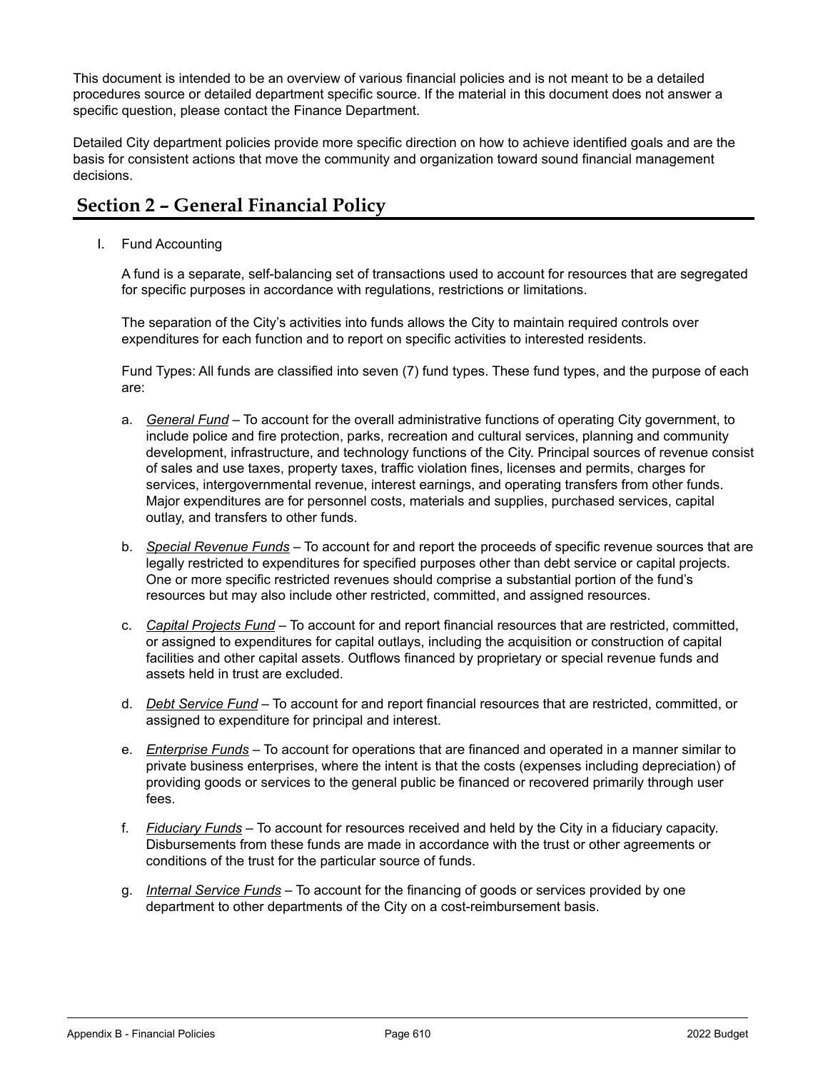This document is intended to be an overview of various financial policies and is not meant to be a detailed procedures source or detailed department specific source. If the material in this document does not answer a specific question, please contact the Finance Department.

Detailed City department policies provide more specific direction on how to achieve identified goals and are the basis for consistent actions that move the community and organization toward sound financial management decisions.

## Section 2 – General Financial Policy

I. Fund Accounting

A fund is a separate, self-balancing set of transactions used to account for resources that are segregated for specific purposes in accordance with regulations, restrictions or limitations.

The separation of the City's activities into funds allows the City to maintain required controls over expenditures for each function and to report on specific activities to interested residents.

Fund Types: All funds are classified into seven (7) fund types. These fund types, and the purpose of each are:

a. *General Fund* – To account for the overall administrative functions of operating City government, to include police and fire protection, parks, recreation and cultural services, planning and community development, infrastructure, and technology functions of the City. Principal sources of revenue consist of sales and use taxes, property taxes, traffic violation fines, licenses and permits, charges for services, intergovernmental revenue, interest earnings, and operating transfers from other funds. Major expenditures are for personnel costs, materials and supplies, purchased services, capital outlay, and transfers to other funds.

b. *Special Revenue Funds* – To account for and report the proceeds of specific revenue sources that are legally restricted to expenditures for specified purposes other than debt service or capital projects. One or more specific restricted revenues should comprise a substantial portion of the fund's resources but may also include other restricted, committed, and assigned resources.

c. *Capital Projects Fund* – To account for and report financial resources that are restricted, committed, or assigned to expenditures for capital outlays, including the acquisition or construction of capital facilities and other capital assets. Outflows financed by proprietary or special revenue funds and assets held in trust are excluded.

d. *Debt Service Fund* – To account for and report financial resources that are restricted, committed, or assigned to expenditure for principal and interest.

e. *Enterprise Funds* – To account for operations that are financed and operated in a manner similar to private business enterprises, where the intent is that the costs (expenses including depreciation) of providing goods or services to the general public be financed or recovered primarily through user fees.

f. *Fiduciary Funds* – To account for resources received and held by the City in a fiduciary capacity. Disbursements from these funds are made in accordance with the trust or other agreements or conditions of the trust for the particular source of funds.

g. *Internal Service Funds* – To account for the financing of goods or services provided by one department to other departments of the City on a cost-reimbursement basis.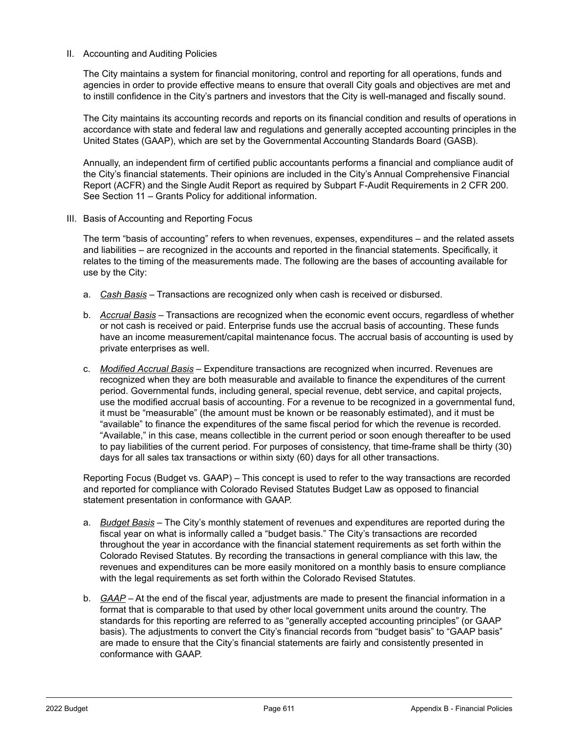II. Accounting and Auditing Policies

The City maintains a system for financial monitoring, control and reporting for all operations, funds and agencies in order to provide effective means to ensure that overall City goals and objectives are met and to instill confidence in the City's partners and investors that the City is well-managed and fiscally sound.

The City maintains its accounting records and reports on its financial condition and results of operations in accordance with state and federal law and regulations and generally accepted accounting principles in the United States (GAAP), which are set by the Governmental Accounting Standards Board (GASB).

Annually, an independent firm of certified public accountants performs a financial and compliance audit of the City's financial statements. Their opinions are included in the City's Annual Comprehensive Financial Report (ACFR) and the Single Audit Report as required by Subpart F-Audit Requirements in 2 CFR 200. See Section 11 – Grants Policy for additional information.

III. Basis of Accounting and Reporting Focus

The term "basis of accounting" refers to when revenues, expenses, expenditures – and the related assets and liabilities – are recognized in the accounts and reported in the financial statements. Specifically, it relates to the timing of the measurements made. The following are the bases of accounting available for use by the City:

a. _Cash Basis_ – Transactions are recognized only when cash is received or disbursed.

b. _Accrual Basis_ – Transactions are recognized when the economic event occurs, regardless of whether or not cash is received or paid. Enterprise funds use the accrual basis of accounting. These funds have an income measurement/capital maintenance focus. The accrual basis of accounting is used by private enterprises as well.

c. _Modified Accrual Basis_ – Expenditure transactions are recognized when incurred. Revenues are recognized when they are both measurable and available to finance the expenditures of the current period. Governmental funds, including general, special revenue, debt service, and capital projects, use the modified accrual basis of accounting. For a revenue to be recognized in a governmental fund, it must be "measurable" (the amount must be known or be reasonably estimated), and it must be "available" to finance the expenditures of the same fiscal period for which the revenue is recorded. "Available," in this case, means collectible in the current period or soon enough thereafter to be used to pay liabilities of the current period. For purposes of consistency, that time-frame shall be thirty (30) days for all sales tax transactions or within sixty (60) days for all other transactions.

Reporting Focus (Budget vs. GAAP) – This concept is used to refer to the way transactions are recorded and reported for compliance with Colorado Revised Statutes Budget Law as opposed to financial statement presentation in conformance with GAAP.

a. _Budget Basis_ – The City's monthly statement of revenues and expenditures are reported during the fiscal year on what is informally called a "budget basis." The City's transactions are recorded throughout the year in accordance with the financial statement requirements as set forth within the Colorado Revised Statutes. By recording the transactions in general compliance with this law, the revenues and expenditures can be more easily monitored on a monthly basis to ensure compliance with the legal requirements as set forth within the Colorado Revised Statutes.

b. _GAAP_ – At the end of the fiscal year, adjustments are made to present the financial information in a format that is comparable to that used by other local government units around the country. The standards for this reporting are referred to as "generally accepted accounting principles" (or GAAP basis). The adjustments to convert the City's financial records from "budget basis" to "GAAP basis" are made to ensure that the City's financial statements are fairly and consistently presented in conformance with GAAP.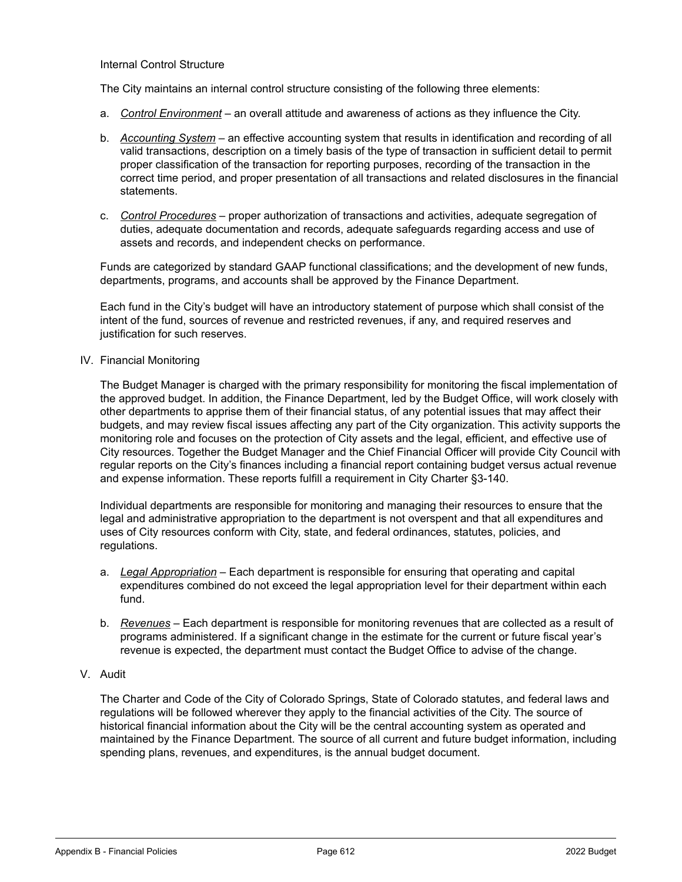Internal Control Structure

The City maintains an internal control structure consisting of the following three elements:

a. *Control Environment* – an overall attitude and awareness of actions as they influence the City.

b. *Accounting System* – an effective accounting system that results in identification and recording of all valid transactions, description on a timely basis of the type of transaction in sufficient detail to permit proper classification of the transaction for reporting purposes, recording of the transaction in the correct time period, and proper presentation of all transactions and related disclosures in the financial statements.

c. *Control Procedures* – proper authorization of transactions and activities, adequate segregation of duties, adequate documentation and records, adequate safeguards regarding access and use of assets and records, and independent checks on performance.

Funds are categorized by standard GAAP functional classifications; and the development of new funds, departments, programs, and accounts shall be approved by the Finance Department.

Each fund in the City's budget will have an introductory statement of purpose which shall consist of the intent of the fund, sources of revenue and restricted revenues, if any, and required reserves and justification for such reserves.

## IV. Financial Monitoring

The Budget Manager is charged with the primary responsibility for monitoring the fiscal implementation of the approved budget. In addition, the Finance Department, led by the Budget Office, will work closely with other departments to apprise them of their financial status, of any potential issues that may affect their budgets, and may review fiscal issues affecting any part of the City organization. This activity supports the monitoring role and focuses on the protection of City assets and the legal, efficient, and effective use of City resources. Together the Budget Manager and the Chief Financial Officer will provide City Council with regular reports on the City's finances including a financial report containing budget versus actual revenue and expense information. These reports fulfill a requirement in City Charter §3-140.

Individual departments are responsible for monitoring and managing their resources to ensure that the legal and administrative appropriation to the department is not overspent and that all expenditures and uses of City resources conform with City, state, and federal ordinances, statutes, policies, and regulations.

a. *Legal Appropriation* – Each department is responsible for ensuring that operating and capital expenditures combined do not exceed the legal appropriation level for their department within each fund.

b. *Revenues* – Each department is responsible for monitoring revenues that are collected as a result of programs administered. If a significant change in the estimate for the current or future fiscal year's revenue is expected, the department must contact the Budget Office to advise of the change.

## V. Audit

The Charter and Code of the City of Colorado Springs, State of Colorado statutes, and federal laws and regulations will be followed wherever they apply to the financial activities of the City. The source of historical financial information about the City will be the central accounting system as operated and maintained by the Finance Department. The source of all current and future budget information, including spending plans, revenues, and expenditures, is the annual budget document.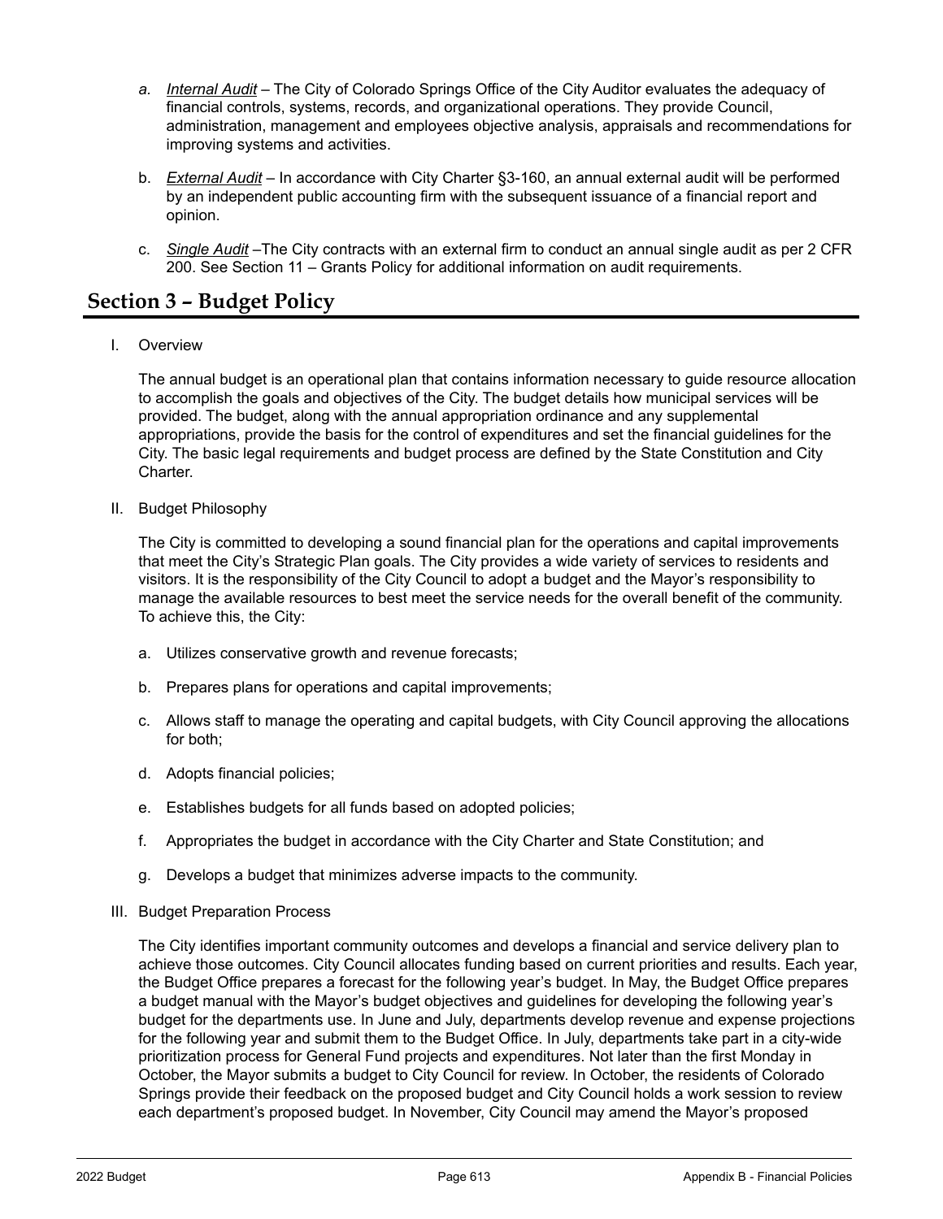a. *Internal Audit* – The City of Colorado Springs Office of the City Auditor evaluates the adequacy of financial controls, systems, records, and organizational operations. They provide Council, administration, management and employees objective analysis, appraisals and recommendations for improving systems and activities.

b. *External Audit* – In accordance with City Charter §3-160, an annual external audit will be performed by an independent public accounting firm with the subsequent issuance of a financial report and opinion.

c. *Single Audit* –The City contracts with an external firm to conduct an annual single audit as per 2 CFR 200. See Section 11 – Grants Policy for additional information on audit requirements.

## Section 3 – Budget Policy

I. Overview

The annual budget is an operational plan that contains information necessary to guide resource allocation to accomplish the goals and objectives of the City. The budget details how municipal services will be provided. The budget, along with the annual appropriation ordinance and any supplemental appropriations, provide the basis for the control of expenditures and set the financial guidelines for the City. The basic legal requirements and budget process are defined by the State Constitution and City Charter.

II. Budget Philosophy

The City is committed to developing a sound financial plan for the operations and capital improvements that meet the City's Strategic Plan goals. The City provides a wide variety of services to residents and visitors. It is the responsibility of the City Council to adopt a budget and the Mayor's responsibility to manage the available resources to best meet the service needs for the overall benefit of the community. To achieve this, the City:

a. Utilizes conservative growth and revenue forecasts;

b. Prepares plans for operations and capital improvements;

c. Allows staff to manage the operating and capital budgets, with City Council approving the allocations for both;

d. Adopts financial policies;

e. Establishes budgets for all funds based on adopted policies;

f. Appropriates the budget in accordance with the City Charter and State Constitution; and

g. Develops a budget that minimizes adverse impacts to the community.

III. Budget Preparation Process

The City identifies important community outcomes and develops a financial and service delivery plan to achieve those outcomes. City Council allocates funding based on current priorities and results. Each year, the Budget Office prepares a forecast for the following year's budget. In May, the Budget Office prepares a budget manual with the Mayor's budget objectives and guidelines for developing the following year's budget for the departments use. In June and July, departments develop revenue and expense projections for the following year and submit them to the Budget Office. In July, departments take part in a city-wide prioritization process for General Fund projects and expenditures. Not later than the first Monday in October, the Mayor submits a budget to City Council for review. In October, the residents of Colorado Springs provide their feedback on the proposed budget and City Council holds a work session to review each department's proposed budget. In November, City Council may amend the Mayor's proposed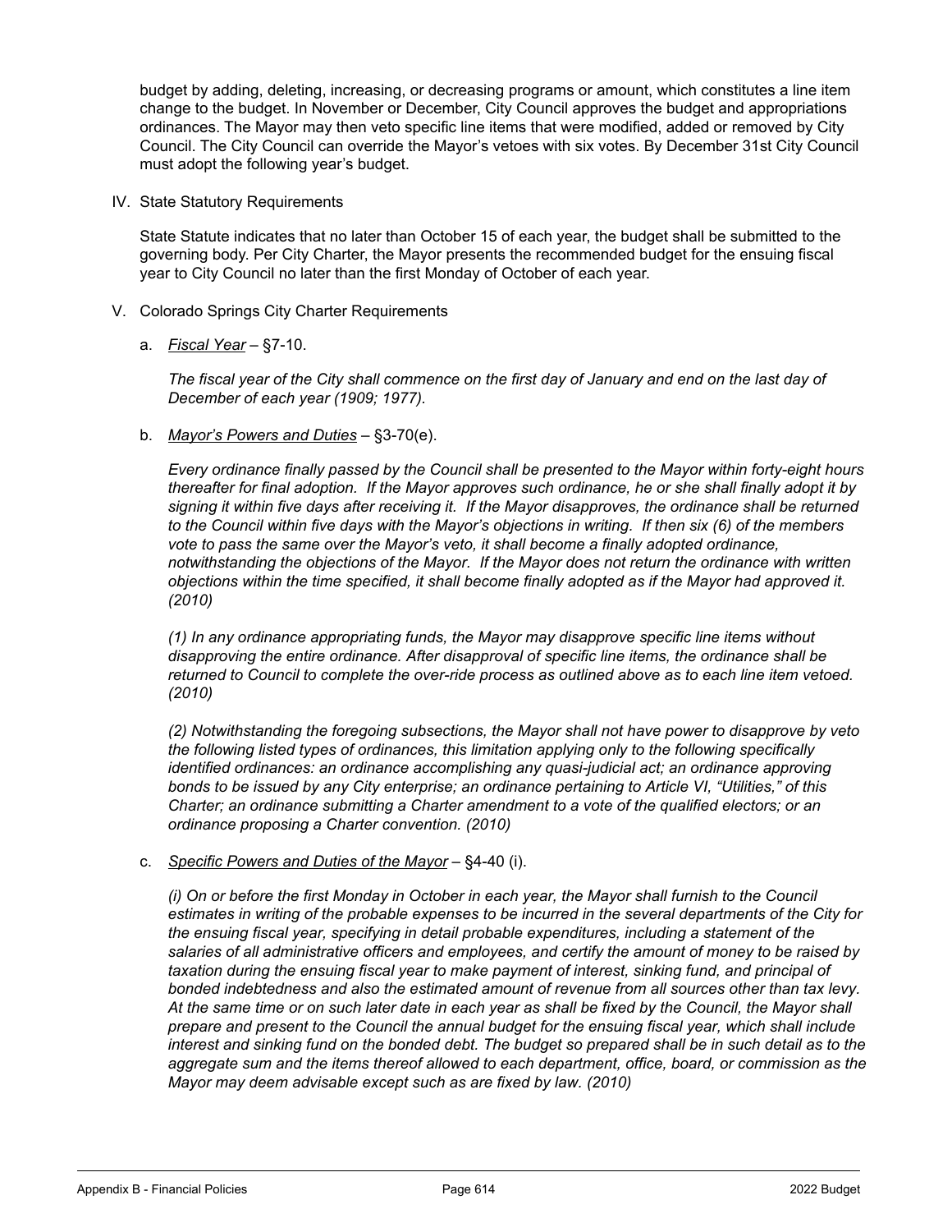budget by adding, deleting, increasing, or decreasing programs or amount, which constitutes a line item change to the budget. In November or December, City Council approves the budget and appropriations ordinances. The Mayor may then veto specific line items that were modified, added or removed by City Council. The City Council can override the Mayor's vetoes with six votes. By December 31st City Council must adopt the following year's budget.

IV. State Statutory Requirements

State Statute indicates that no later than October 15 of each year, the budget shall be submitted to the governing body. Per City Charter, the Mayor presents the recommended budget for the ensuing fiscal year to City Council no later than the first Monday of October of each year.

V. Colorado Springs City Charter Requirements

a. <u>*Fiscal Year*</u> – §7-10.

*The fiscal year of the City shall commence on the first day of January and end on the last day of December of each year (1909; 1977).*

b. <u>*Mayor's Powers and Duties*</u> – §3-70(e).

*Every ordinance finally passed by the Council shall be presented to the Mayor within forty-eight hours thereafter for final adoption. If the Mayor approves such ordinance, he or she shall finally adopt it by signing it within five days after receiving it. If the Mayor disapproves, the ordinance shall be returned to the Council within five days with the Mayor's objections in writing. If then six (6) of the members vote to pass the same over the Mayor's veto, it shall become a finally adopted ordinance, notwithstanding the objections of the Mayor. If the Mayor does not return the ordinance with written objections within the time specified, it shall become finally adopted as if the Mayor had approved it. (2010)*

*(1) In any ordinance appropriating funds, the Mayor may disapprove specific line items without disapproving the entire ordinance. After disapproval of specific line items, the ordinance shall be returned to Council to complete the over-ride process as outlined above as to each line item vetoed. (2010)*

*(2) Notwithstanding the foregoing subsections, the Mayor shall not have power to disapprove by veto the following listed types of ordinances, this limitation applying only to the following specifically identified ordinances: an ordinance accomplishing any quasi-judicial act; an ordinance approving bonds to be issued by any City enterprise; an ordinance pertaining to Article VI, "Utilities," of this Charter; an ordinance submitting a Charter amendment to a vote of the qualified electors; or an ordinance proposing a Charter convention. (2010)*

c. <u>*Specific Powers and Duties of the Mayor*</u> – §4-40 (i).

*(i) On or before the first Monday in October in each year, the Mayor shall furnish to the Council estimates in writing of the probable expenses to be incurred in the several departments of the City for the ensuing fiscal year, specifying in detail probable expenditures, including a statement of the salaries of all administrative officers and employees, and certify the amount of money to be raised by taxation during the ensuing fiscal year to make payment of interest, sinking fund, and principal of bonded indebtedness and also the estimated amount of revenue from all sources other than tax levy. At the same time or on such later date in each year as shall be fixed by the Council, the Mayor shall prepare and present to the Council the annual budget for the ensuing fiscal year, which shall include interest and sinking fund on the bonded debt. The budget so prepared shall be in such detail as to the aggregate sum and the items thereof allowed to each department, office, board, or commission as the Mayor may deem advisable except such as are fixed by law. (2010)*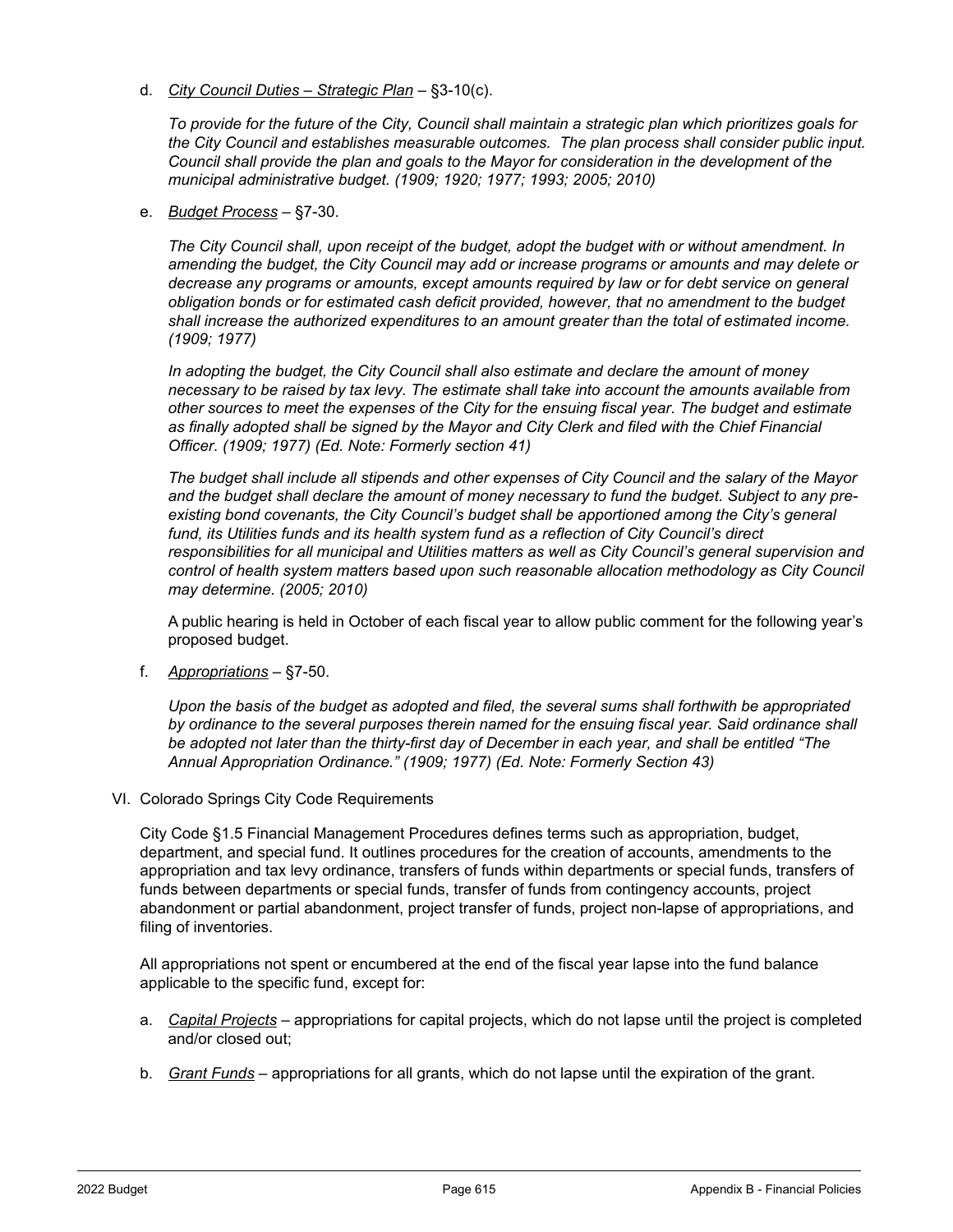d. *City Council Duties – Strategic Plan* – §3-10(c).

*To provide for the future of the City, Council shall maintain a strategic plan which prioritizes goals for the City Council and establishes measurable outcomes. The plan process shall consider public input. Council shall provide the plan and goals to the Mayor for consideration in the development of the municipal administrative budget. (1909; 1920; 1977; 1993; 2005; 2010)*

e. *Budget Process* – §7-30.

*The City Council shall, upon receipt of the budget, adopt the budget with or without amendment. In amending the budget, the City Council may add or increase programs or amounts and may delete or decrease any programs or amounts, except amounts required by law or for debt service on general obligation bonds or for estimated cash deficit provided, however, that no amendment to the budget shall increase the authorized expenditures to an amount greater than the total of estimated income. (1909; 1977)*

*In adopting the budget, the City Council shall also estimate and declare the amount of money necessary to be raised by tax levy. The estimate shall take into account the amounts available from other sources to meet the expenses of the City for the ensuing fiscal year. The budget and estimate as finally adopted shall be signed by the Mayor and City Clerk and filed with the Chief Financial Officer. (1909; 1977) (Ed. Note: Formerly section 41)*

*The budget shall include all stipends and other expenses of City Council and the salary of the Mayor and the budget shall declare the amount of money necessary to fund the budget. Subject to any pre-existing bond covenants, the City Council's budget shall be apportioned among the City's general fund, its Utilities funds and its health system fund as a reflection of City Council's direct responsibilities for all municipal and Utilities matters as well as City Council's general supervision and control of health system matters based upon such reasonable allocation methodology as City Council may determine. (2005; 2010)*

A public hearing is held in October of each fiscal year to allow public comment for the following year's proposed budget.

f. *Appropriations* – §7-50.

*Upon the basis of the budget as adopted and filed, the several sums shall forthwith be appropriated by ordinance to the several purposes therein named for the ensuing fiscal year. Said ordinance shall be adopted not later than the thirty-first day of December in each year, and shall be entitled "The Annual Appropriation Ordinance." (1909; 1977) (Ed. Note: Formerly Section 43)*

VI. Colorado Springs City Code Requirements

City Code §1.5 Financial Management Procedures defines terms such as appropriation, budget, department, and special fund. It outlines procedures for the creation of accounts, amendments to the appropriation and tax levy ordinance, transfers of funds within departments or special funds, transfers of funds between departments or special funds, transfer of funds from contingency accounts, project abandonment or partial abandonment, project transfer of funds, project non-lapse of appropriations, and filing of inventories.

All appropriations not spent or encumbered at the end of the fiscal year lapse into the fund balance applicable to the specific fund, except for:

a. *Capital Projects* – appropriations for capital projects, which do not lapse until the project is completed and/or closed out;

b. *Grant Funds* – appropriations for all grants, which do not lapse until the expiration of the grant.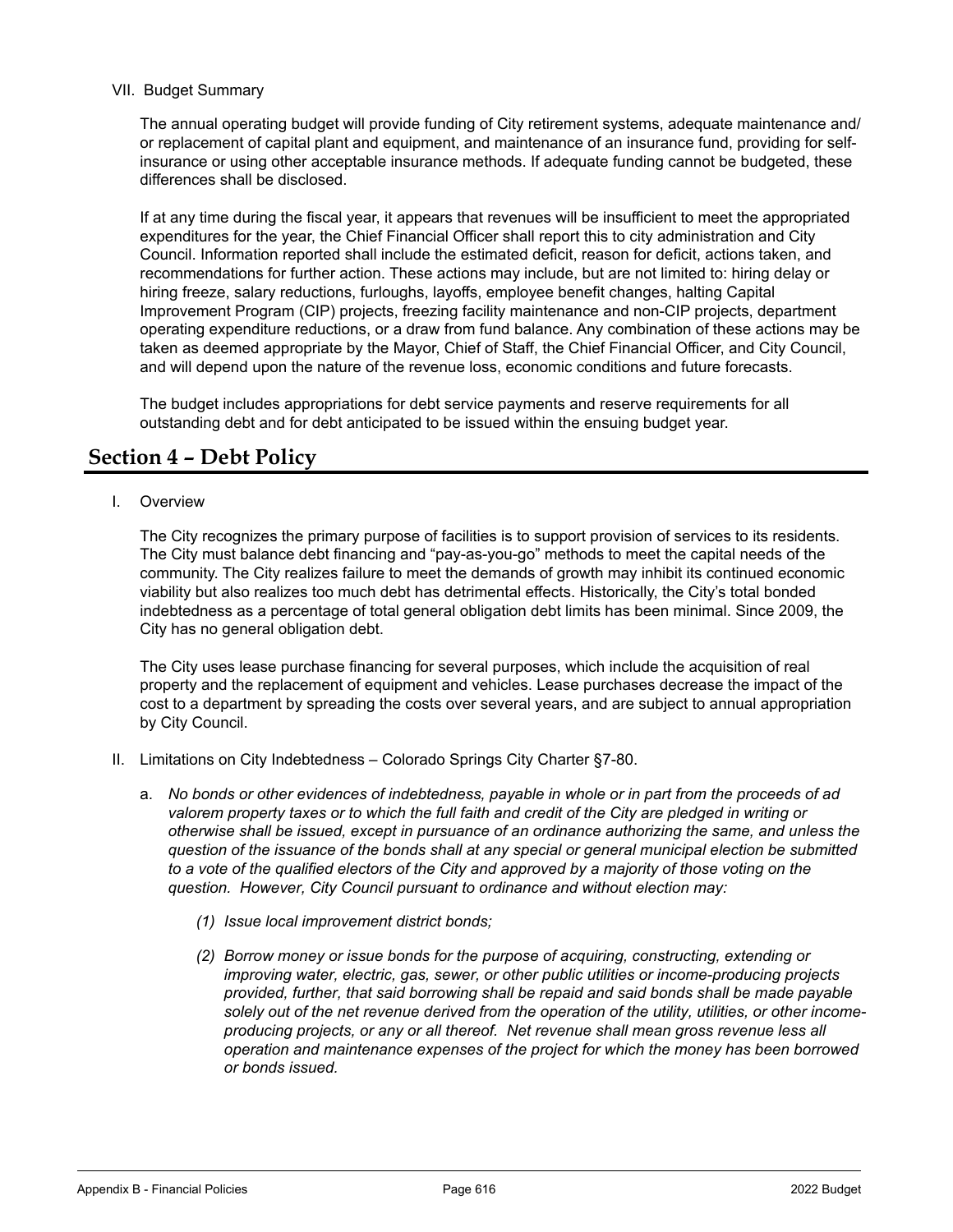VII. Budget Summary

The annual operating budget will provide funding of City retirement systems, adequate maintenance and/ or replacement of capital plant and equipment, and maintenance of an insurance fund, providing for self-insurance or using other acceptable insurance methods. If adequate funding cannot be budgeted, these differences shall be disclosed.

If at any time during the fiscal year, it appears that revenues will be insufficient to meet the appropriated expenditures for the year, the Chief Financial Officer shall report this to city administration and City Council. Information reported shall include the estimated deficit, reason for deficit, actions taken, and recommendations for further action. These actions may include, but are not limited to: hiring delay or hiring freeze, salary reductions, furloughs, layoffs, employee benefit changes, halting Capital Improvement Program (CIP) projects, freezing facility maintenance and non-CIP projects, department operating expenditure reductions, or a draw from fund balance. Any combination of these actions may be taken as deemed appropriate by the Mayor, Chief of Staff, the Chief Financial Officer, and City Council, and will depend upon the nature of the revenue loss, economic conditions and future forecasts.

The budget includes appropriations for debt service payments and reserve requirements for all outstanding debt and for debt anticipated to be issued within the ensuing budget year.

## Section 4 – Debt Policy

I. Overview

The City recognizes the primary purpose of facilities is to support provision of services to its residents. The City must balance debt financing and "pay-as-you-go" methods to meet the capital needs of the community. The City realizes failure to meet the demands of growth may inhibit its continued economic viability but also realizes too much debt has detrimental effects. Historically, the City's total bonded indebtedness as a percentage of total general obligation debt limits has been minimal. Since 2009, the City has no general obligation debt.

The City uses lease purchase financing for several purposes, which include the acquisition of real property and the replacement of equipment and vehicles. Lease purchases decrease the impact of the cost to a department by spreading the costs over several years, and are subject to annual appropriation by City Council.

II. Limitations on City Indebtedness – Colorado Springs City Charter §7-80.

a. *No bonds or other evidences of indebtedness, payable in whole or in part from the proceeds of ad valorem property taxes or to which the full faith and credit of the City are pledged in writing or otherwise shall be issued, except in pursuance of an ordinance authorizing the same, and unless the question of the issuance of the bonds shall at any special or general municipal election be submitted to a vote of the qualified electors of the City and approved by a majority of those voting on the question. However, City Council pursuant to ordinance and without election may:*

   *(1) Issue local improvement district bonds;*

   *(2) Borrow money or issue bonds for the purpose of acquiring, constructing, extending or improving water, electric, gas, sewer, or other public utilities or income-producing projects provided, further, that said borrowing shall be repaid and said bonds shall be made payable solely out of the net revenue derived from the operation of the utility, utilities, or other income-producing projects, or any or all thereof. Net revenue shall mean gross revenue less all operation and maintenance expenses of the project for which the money has been borrowed or bonds issued.*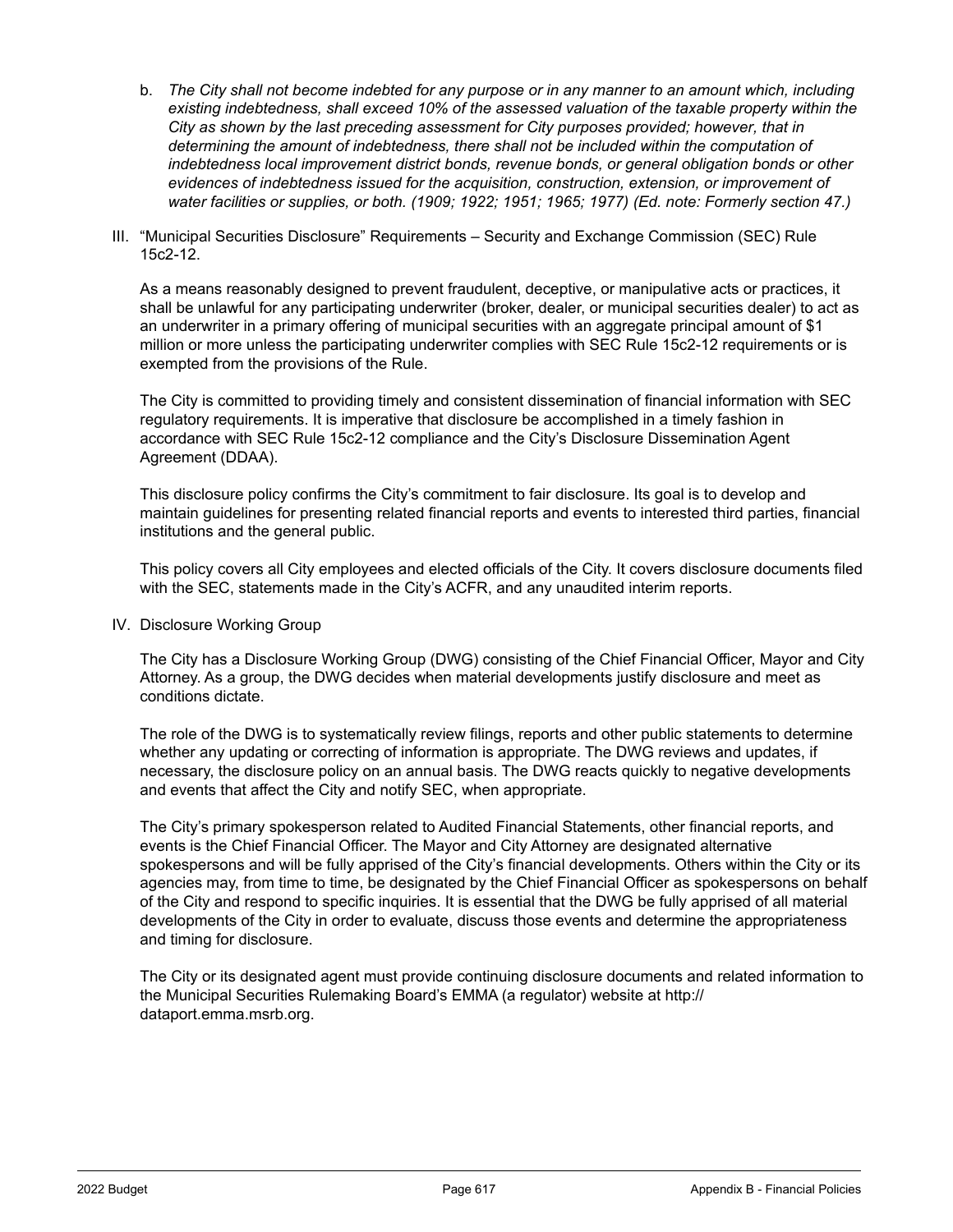b. *The City shall not become indebted for any purpose or in any manner to an amount which, including existing indebtedness, shall exceed 10% of the assessed valuation of the taxable property within the City as shown by the last preceding assessment for City purposes provided; however, that in determining the amount of indebtedness, there shall not be included within the computation of indebtedness local improvement district bonds, revenue bonds, or general obligation bonds or other evidences of indebtedness issued for the acquisition, construction, extension, or improvement of water facilities or supplies, or both. (1909; 1922; 1951; 1965; 1977) (Ed. note: Formerly section 47.)*

III. "Municipal Securities Disclosure" Requirements – Security and Exchange Commission (SEC) Rule 15c2-12.

As a means reasonably designed to prevent fraudulent, deceptive, or manipulative acts or practices, it shall be unlawful for any participating underwriter (broker, dealer, or municipal securities dealer) to act as an underwriter in a primary offering of municipal securities with an aggregate principal amount of $1 million or more unless the participating underwriter complies with SEC Rule 15c2-12 requirements or is exempted from the provisions of the Rule.

The City is committed to providing timely and consistent dissemination of financial information with SEC regulatory requirements. It is imperative that disclosure be accomplished in a timely fashion in accordance with SEC Rule 15c2-12 compliance and the City's Disclosure Dissemination Agent Agreement (DDAA).

This disclosure policy confirms the City's commitment to fair disclosure. Its goal is to develop and maintain guidelines for presenting related financial reports and events to interested third parties, financial institutions and the general public.

This policy covers all City employees and elected officials of the City. It covers disclosure documents filed with the SEC, statements made in the City's ACFR, and any unaudited interim reports.

IV. Disclosure Working Group

The City has a Disclosure Working Group (DWG) consisting of the Chief Financial Officer, Mayor and City Attorney. As a group, the DWG decides when material developments justify disclosure and meet as conditions dictate.

The role of the DWG is to systematically review filings, reports and other public statements to determine whether any updating or correcting of information is appropriate. The DWG reviews and updates, if necessary, the disclosure policy on an annual basis. The DWG reacts quickly to negative developments and events that affect the City and notify SEC, when appropriate.

The City's primary spokesperson related to Audited Financial Statements, other financial reports, and events is the Chief Financial Officer. The Mayor and City Attorney are designated alternative spokespersons and will be fully apprised of the City's financial developments. Others within the City or its agencies may, from time to time, be designated by the Chief Financial Officer as spokespersons on behalf of the City and respond to specific inquiries. It is essential that the DWG be fully apprised of all material developments of the City in order to evaluate, discuss those events and determine the appropriateness and timing for disclosure.

The City or its designated agent must provide continuing disclosure documents and related information to the Municipal Securities Rulemaking Board's EMMA (a regulator) website at http://dataport.emma.msrb.org.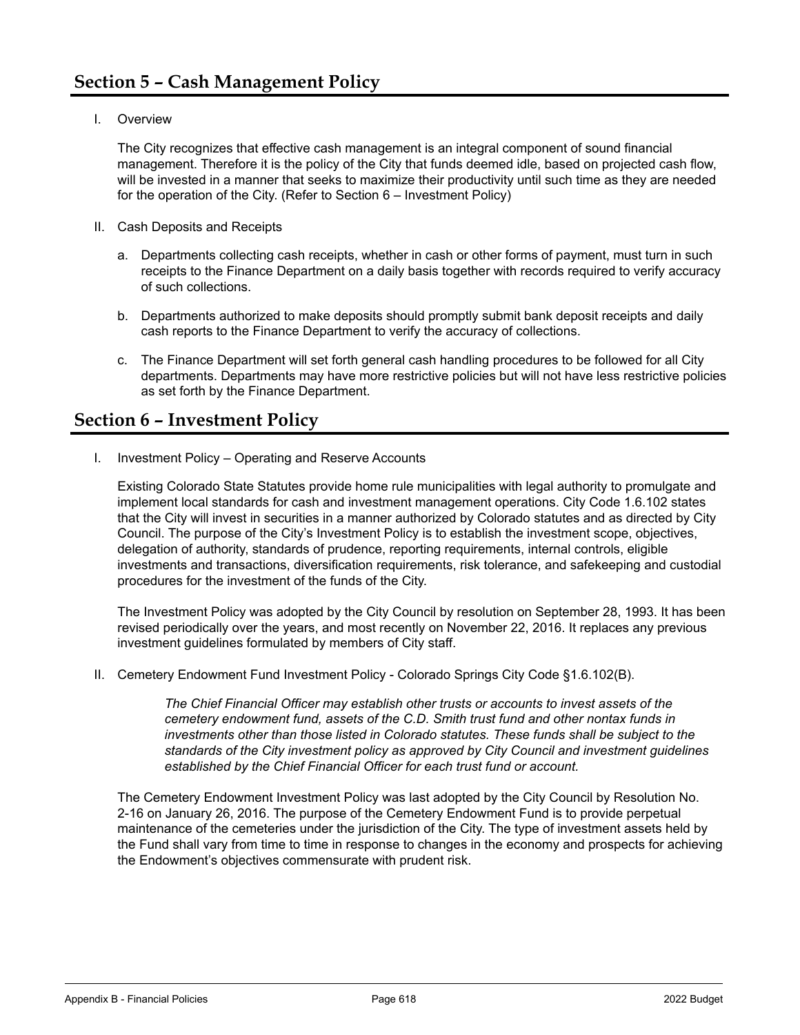## Section 5 – Cash Management Policy

I. Overview

The City recognizes that effective cash management is an integral component of sound financial management. Therefore it is the policy of the City that funds deemed idle, based on projected cash flow, will be invested in a manner that seeks to maximize their productivity until such time as they are needed for the operation of the City. (Refer to Section 6 – Investment Policy)

II. Cash Deposits and Receipts

a. Departments collecting cash receipts, whether in cash or other forms of payment, must turn in such receipts to the Finance Department on a daily basis together with records required to verify accuracy of such collections.

b. Departments authorized to make deposits should promptly submit bank deposit receipts and daily cash reports to the Finance Department to verify the accuracy of collections.

c. The Finance Department will set forth general cash handling procedures to be followed for all City departments. Departments may have more restrictive policies but will not have less restrictive policies as set forth by the Finance Department.

## Section 6 – Investment Policy

I. Investment Policy – Operating and Reserve Accounts

Existing Colorado State Statutes provide home rule municipalities with legal authority to promulgate and implement local standards for cash and investment management operations. City Code 1.6.102 states that the City will invest in securities in a manner authorized by Colorado statutes and as directed by City Council. The purpose of the City's Investment Policy is to establish the investment scope, objectives, delegation of authority, standards of prudence, reporting requirements, internal controls, eligible investments and transactions, diversification requirements, risk tolerance, and safekeeping and custodial procedures for the investment of the funds of the City.

The Investment Policy was adopted by the City Council by resolution on September 28, 1993. It has been revised periodically over the years, and most recently on November 22, 2016. It replaces any previous investment guidelines formulated by members of City staff.

II. Cemetery Endowment Fund Investment Policy - Colorado Springs City Code §1.6.102(B).

> *The Chief Financial Officer may establish other trusts or accounts to invest assets of the cemetery endowment fund, assets of the C.D. Smith trust fund and other nontax funds in investments other than those listed in Colorado statutes. These funds shall be subject to the standards of the City investment policy as approved by City Council and investment guidelines established by the Chief Financial Officer for each trust fund or account.*

The Cemetery Endowment Investment Policy was last adopted by the City Council by Resolution No. 2-16 on January 26, 2016. The purpose of the Cemetery Endowment Fund is to provide perpetual maintenance of the cemeteries under the jurisdiction of the City. The type of investment assets held by the Fund shall vary from time to time in response to changes in the economy and prospects for achieving the Endowment's objectives commensurate with prudent risk.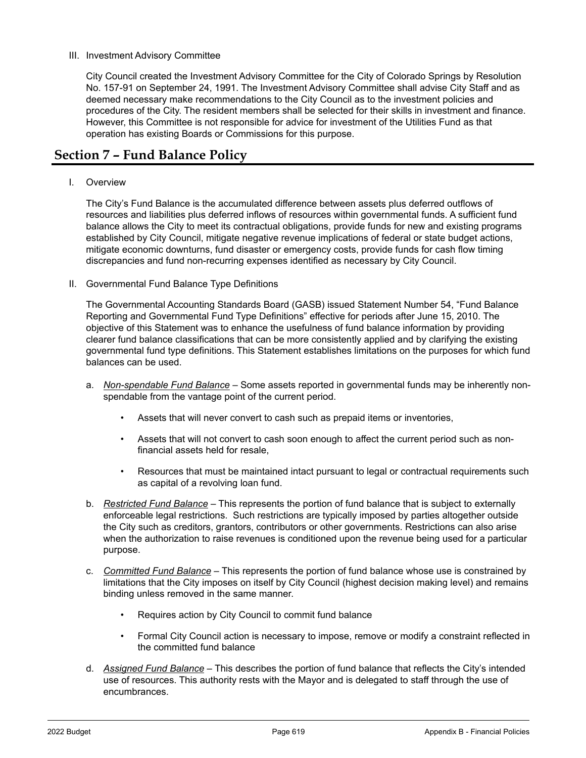III. Investment Advisory Committee

City Council created the Investment Advisory Committee for the City of Colorado Springs by Resolution No. 157-91 on September 24, 1991. The Investment Advisory Committee shall advise City Staff and as deemed necessary make recommendations to the City Council as to the investment policies and procedures of the City. The resident members shall be selected for their skills in investment and finance. However, this Committee is not responsible for advice for investment of the Utilities Fund as that operation has existing Boards or Commissions for this purpose.

## Section 7 – Fund Balance Policy

I. Overview

The City's Fund Balance is the accumulated difference between assets plus deferred outflows of resources and liabilities plus deferred inflows of resources within governmental funds. A sufficient fund balance allows the City to meet its contractual obligations, provide funds for new and existing programs established by City Council, mitigate negative revenue implications of federal or state budget actions, mitigate economic downturns, fund disaster or emergency costs, provide funds for cash flow timing discrepancies and fund non-recurring expenses identified as necessary by City Council.

II. Governmental Fund Balance Type Definitions

The Governmental Accounting Standards Board (GASB) issued Statement Number 54, "Fund Balance Reporting and Governmental Fund Type Definitions" effective for periods after June 15, 2010. The objective of this Statement was to enhance the usefulness of fund balance information by providing clearer fund balance classifications that can be more consistently applied and by clarifying the existing governmental fund type definitions. This Statement establishes limitations on the purposes for which fund balances can be used.

a. *Non-spendable Fund Balance* – Some assets reported in governmental funds may be inherently non-spendable from the vantage point of the current period.

- Assets that will never convert to cash such as prepaid items or inventories,
- Assets that will not convert to cash soon enough to affect the current period such as non-financial assets held for resale,
- Resources that must be maintained intact pursuant to legal or contractual requirements such as capital of a revolving loan fund.

b. *Restricted Fund Balance* – This represents the portion of fund balance that is subject to externally enforceable legal restrictions. Such restrictions are typically imposed by parties altogether outside the City such as creditors, grantors, contributors or other governments. Restrictions can also arise when the authorization to raise revenues is conditioned upon the revenue being used for a particular purpose.

c. *Committed Fund Balance* – This represents the portion of fund balance whose use is constrained by limitations that the City imposes on itself by City Council (highest decision making level) and remains binding unless removed in the same manner.

- Requires action by City Council to commit fund balance
- Formal City Council action is necessary to impose, remove or modify a constraint reflected in the committed fund balance

d. *Assigned Fund Balance* – This describes the portion of fund balance that reflects the City's intended use of resources. This authority rests with the Mayor and is delegated to staff through the use of encumbrances.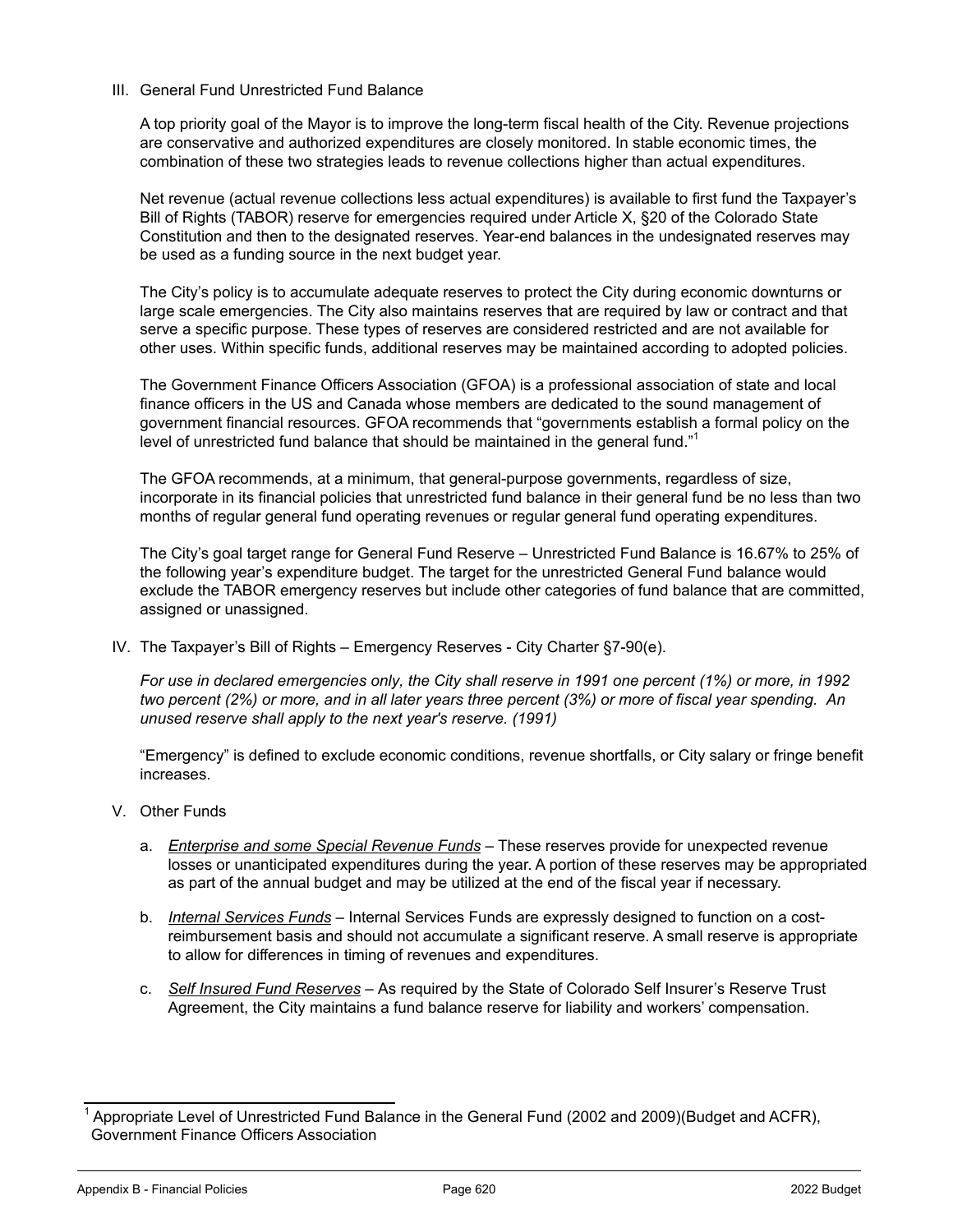## III. General Fund Unrestricted Fund Balance

A top priority goal of the Mayor is to improve the long-term fiscal health of the City. Revenue projections are conservative and authorized expenditures are closely monitored. In stable economic times, the combination of these two strategies leads to revenue collections higher than actual expenditures.

Net revenue (actual revenue collections less actual expenditures) is available to first fund the Taxpayer's Bill of Rights (TABOR) reserve for emergencies required under Article X, §20 of the Colorado State Constitution and then to the designated reserves. Year-end balances in the undesignated reserves may be used as a funding source in the next budget year.

The City's policy is to accumulate adequate reserves to protect the City during economic downturns or large scale emergencies. The City also maintains reserves that are required by law or contract and that serve a specific purpose. These types of reserves are considered restricted and are not available for other uses. Within specific funds, additional reserves may be maintained according to adopted policies.

The Government Finance Officers Association (GFOA) is a professional association of state and local finance officers in the US and Canada whose members are dedicated to the sound management of government financial resources. GFOA recommends that "governments establish a formal policy on the level of unrestricted fund balance that should be maintained in the general fund."[1]

The GFOA recommends, at a minimum, that general-purpose governments, regardless of size, incorporate in its financial policies that unrestricted fund balance in their general fund be no less than two months of regular general fund operating revenues or regular general fund operating expenditures.

The City's goal target range for General Fund Reserve – Unrestricted Fund Balance is 16.67% to 25% of the following year's expenditure budget. The target for the unrestricted General Fund balance would exclude the TABOR emergency reserves but include other categories of fund balance that are committed, assigned or unassigned.

## IV. The Taxpayer's Bill of Rights – Emergency Reserves - City Charter §7-90(e).

*For use in declared emergencies only, the City shall reserve in 1991 one percent (1%) or more, in 1992 two percent (2%) or more, and in all later years three percent (3%) or more of fiscal year spending. An unused reserve shall apply to the next year's reserve. (1991)*

"Emergency" is defined to exclude economic conditions, revenue shortfalls, or City salary or fringe benefit increases.

## V. Other Funds

a. ***Enterprise and some Special Revenue Funds*** – These reserves provide for unexpected revenue losses or unanticipated expenditures during the year. A portion of these reserves may be appropriated as part of the annual budget and may be utilized at the end of the fiscal year if necessary.

b. ***Internal Services Funds*** – Internal Services Funds are expressly designed to function on a cost-reimbursement basis and should not accumulate a significant reserve. A small reserve is appropriate to allow for differences in timing of revenues and expenditures.

c. ***Self Insured Fund Reserves*** – As required by the State of Colorado Self Insurer's Reserve Trust Agreement, the City maintains a fund balance reserve for liability and workers' compensation.

---

[1] Appropriate Level of Unrestricted Fund Balance in the General Fund (2002 and 2009)(Budget and ACFR), Government Finance Officers Association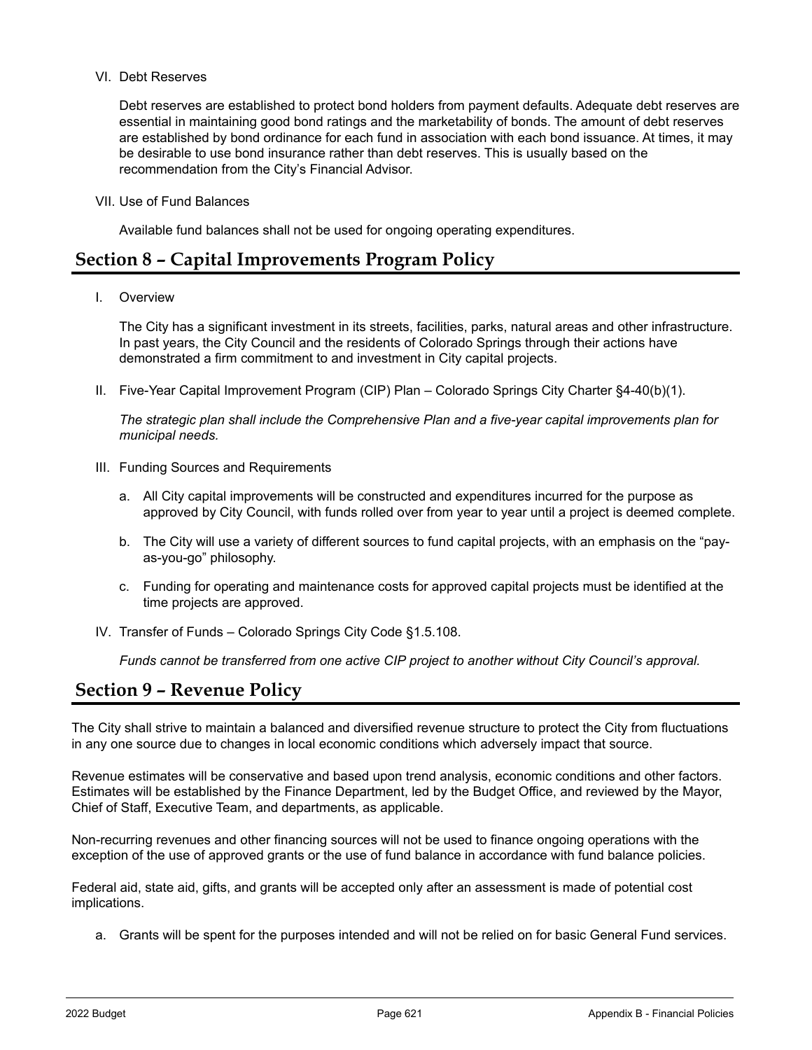VI. Debt Reserves

Debt reserves are established to protect bond holders from payment defaults. Adequate debt reserves are essential in maintaining good bond ratings and the marketability of bonds. The amount of debt reserves are established by bond ordinance for each fund in association with each bond issuance. At times, it may be desirable to use bond insurance rather than debt reserves. This is usually based on the recommendation from the City's Financial Advisor.

VII. Use of Fund Balances

Available fund balances shall not be used for ongoing operating expenditures.

## Section 8 – Capital Improvements Program Policy

I. Overview

The City has a significant investment in its streets, facilities, parks, natural areas and other infrastructure. In past years, the City Council and the residents of Colorado Springs through their actions have demonstrated a firm commitment to and investment in City capital projects.

II. Five-Year Capital Improvement Program (CIP) Plan – Colorado Springs City Charter §4-40(b)(1).

*The strategic plan shall include the Comprehensive Plan and a five-year capital improvements plan for municipal needs.*

III. Funding Sources and Requirements

a. All City capital improvements will be constructed and expenditures incurred for the purpose as approved by City Council, with funds rolled over from year to year until a project is deemed complete.

b. The City will use a variety of different sources to fund capital projects, with an emphasis on the "pay-as-you-go" philosophy.

c. Funding for operating and maintenance costs for approved capital projects must be identified at the time projects are approved.

IV. Transfer of Funds – Colorado Springs City Code §1.5.108.

*Funds cannot be transferred from one active CIP project to another without City Council's approval.*

## Section 9 – Revenue Policy

The City shall strive to maintain a balanced and diversified revenue structure to protect the City from fluctuations in any one source due to changes in local economic conditions which adversely impact that source.

Revenue estimates will be conservative and based upon trend analysis, economic conditions and other factors. Estimates will be established by the Finance Department, led by the Budget Office, and reviewed by the Mayor, Chief of Staff, Executive Team, and departments, as applicable.

Non-recurring revenues and other financing sources will not be used to finance ongoing operations with the exception of the use of approved grants or the use of fund balance in accordance with fund balance policies.

Federal aid, state aid, gifts, and grants will be accepted only after an assessment is made of potential cost implications.

a. Grants will be spent for the purposes intended and will not be relied on for basic General Fund services.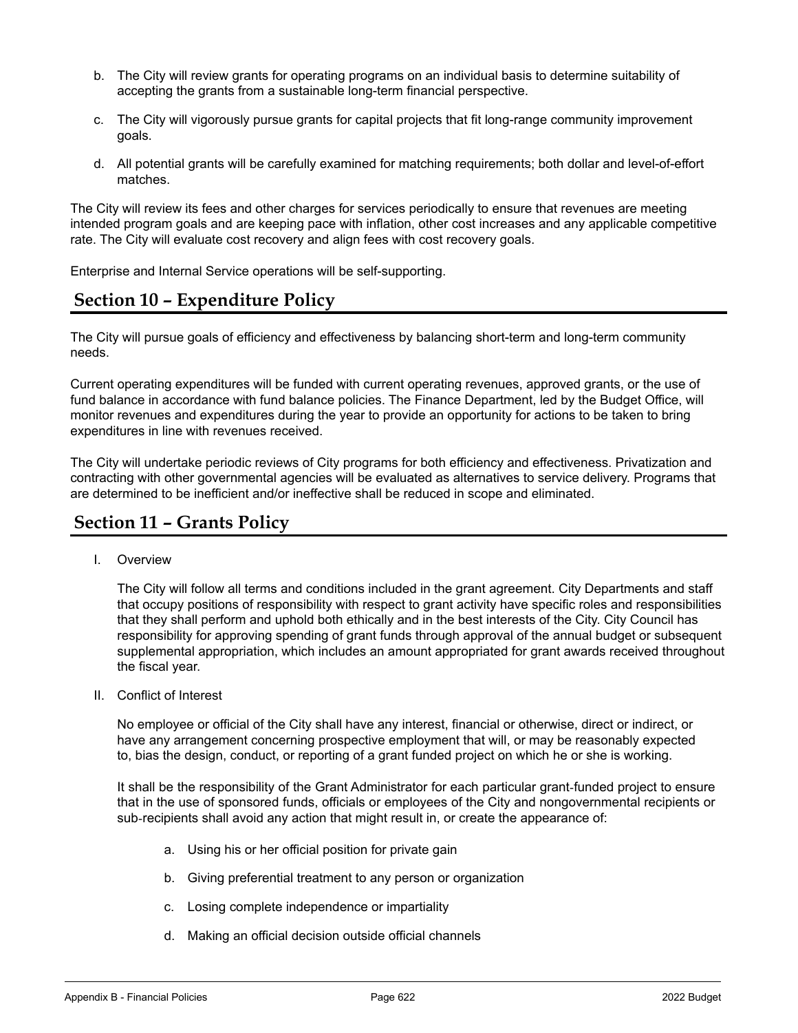b. The City will review grants for operating programs on an individual basis to determine suitability of accepting the grants from a sustainable long-term financial perspective.

c. The City will vigorously pursue grants for capital projects that fit long-range community improvement goals.

d. All potential grants will be carefully examined for matching requirements; both dollar and level-of-effort matches.

The City will review its fees and other charges for services periodically to ensure that revenues are meeting intended program goals and are keeping pace with inflation, other cost increases and any applicable competitive rate. The City will evaluate cost recovery and align fees with cost recovery goals.

Enterprise and Internal Service operations will be self-supporting.

## Section 10 – Expenditure Policy

The City will pursue goals of efficiency and effectiveness by balancing short-term and long-term community needs.

Current operating expenditures will be funded with current operating revenues, approved grants, or the use of fund balance in accordance with fund balance policies. The Finance Department, led by the Budget Office, will monitor revenues and expenditures during the year to provide an opportunity for actions to be taken to bring expenditures in line with revenues received.

The City will undertake periodic reviews of City programs for both efficiency and effectiveness. Privatization and contracting with other governmental agencies will be evaluated as alternatives to service delivery. Programs that are determined to be inefficient and/or ineffective shall be reduced in scope and eliminated.

## Section 11 – Grants Policy

I. Overview

The City will follow all terms and conditions included in the grant agreement. City Departments and staff that occupy positions of responsibility with respect to grant activity have specific roles and responsibilities that they shall perform and uphold both ethically and in the best interests of the City. City Council has responsibility for approving spending of grant funds through approval of the annual budget or subsequent supplemental appropriation, which includes an amount appropriated for grant awards received throughout the fiscal year.

II. Conflict of Interest

No employee or official of the City shall have any interest, financial or otherwise, direct or indirect, or have any arrangement concerning prospective employment that will, or may be reasonably expected to, bias the design, conduct, or reporting of a grant funded project on which he or she is working.

It shall be the responsibility of the Grant Administrator for each particular grant-funded project to ensure that in the use of sponsored funds, officials or employees of the City and nongovernmental recipients or sub-recipients shall avoid any action that might result in, or create the appearance of:

a. Using his or her official position for private gain

b. Giving preferential treatment to any person or organization

c. Losing complete independence or impartiality

d. Making an official decision outside official channels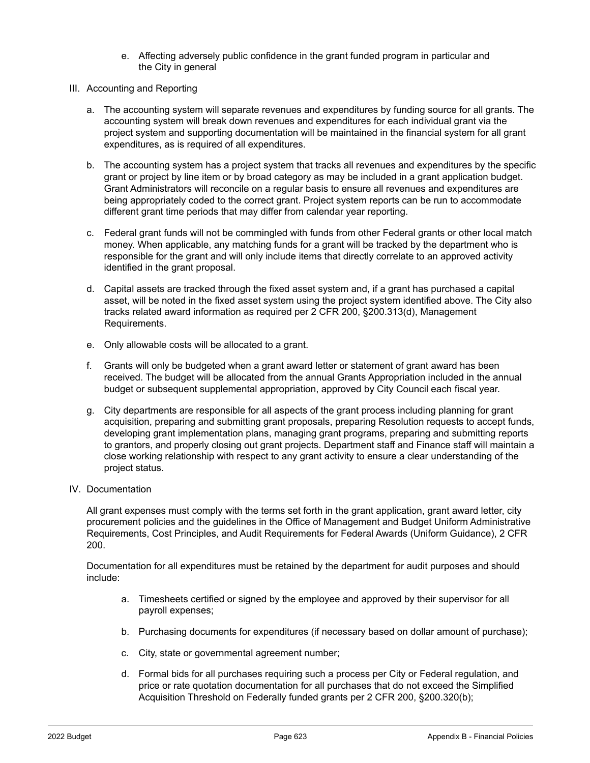e. Affecting adversely public confidence in the grant funded program in particular and the City in general

III. Accounting and Reporting

a. The accounting system will separate revenues and expenditures by funding source for all grants. The accounting system will break down revenues and expenditures for each individual grant via the project system and supporting documentation will be maintained in the financial system for all grant expenditures, as is required of all expenditures.

b. The accounting system has a project system that tracks all revenues and expenditures by the specific grant or project by line item or by broad category as may be included in a grant application budget. Grant Administrators will reconcile on a regular basis to ensure all revenues and expenditures are being appropriately coded to the correct grant. Project system reports can be run to accommodate different grant time periods that may differ from calendar year reporting.

c. Federal grant funds will not be commingled with funds from other Federal grants or other local match money. When applicable, any matching funds for a grant will be tracked by the department who is responsible for the grant and will only include items that directly correlate to an approved activity identified in the grant proposal.

d. Capital assets are tracked through the fixed asset system and, if a grant has purchased a capital asset, will be noted in the fixed asset system using the project system identified above. The City also tracks related award information as required per 2 CFR 200, §200.313(d), Management Requirements.

e. Only allowable costs will be allocated to a grant.

f. Grants will only be budgeted when a grant award letter or statement of grant award has been received. The budget will be allocated from the annual Grants Appropriation included in the annual budget or subsequent supplemental appropriation, approved by City Council each fiscal year.

g. City departments are responsible for all aspects of the grant process including planning for grant acquisition, preparing and submitting grant proposals, preparing Resolution requests to accept funds, developing grant implementation plans, managing grant programs, preparing and submitting reports to grantors, and properly closing out grant projects. Department staff and Finance staff will maintain a close working relationship with respect to any grant activity to ensure a clear understanding of the project status.

IV. Documentation

All grant expenses must comply with the terms set forth in the grant application, grant award letter, city procurement policies and the guidelines in the Office of Management and Budget Uniform Administrative Requirements, Cost Principles, and Audit Requirements for Federal Awards (Uniform Guidance), 2 CFR 200.

Documentation for all expenditures must be retained by the department for audit purposes and should include:

a. Timesheets certified or signed by the employee and approved by their supervisor for all payroll expenses;

b. Purchasing documents for expenditures (if necessary based on dollar amount of purchase);

c. City, state or governmental agreement number;

d. Formal bids for all purchases requiring such a process per City or Federal regulation, and price or rate quotation documentation for all purchases that do not exceed the Simplified Acquisition Threshold on Federally funded grants per 2 CFR 200, §200.320(b);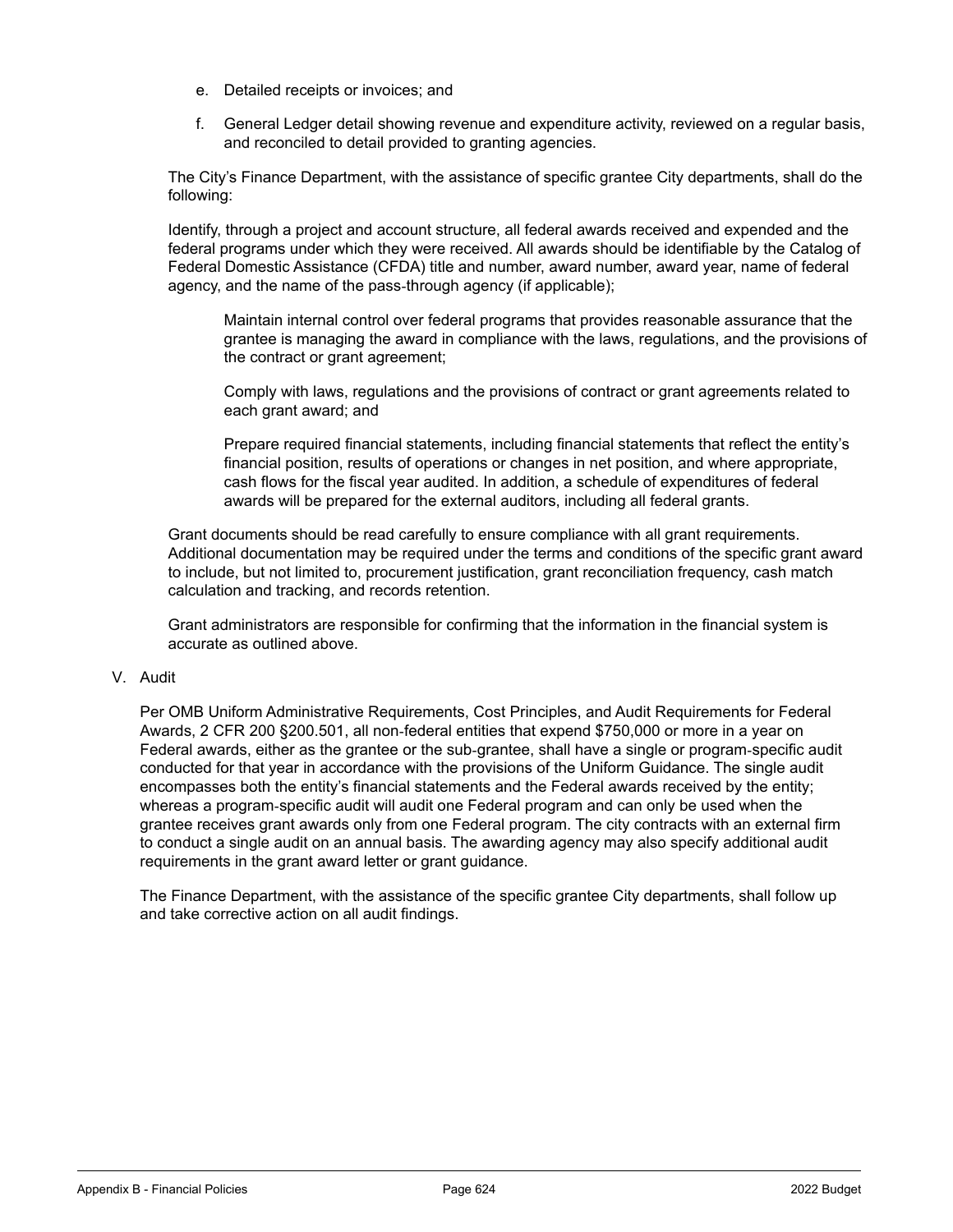e. Detailed receipts or invoices; and

f. General Ledger detail showing revenue and expenditure activity, reviewed on a regular basis, and reconciled to detail provided to granting agencies.

The City's Finance Department, with the assistance of specific grantee City departments, shall do the following:

Identify, through a project and account structure, all federal awards received and expended and the federal programs under which they were received. All awards should be identifiable by the Catalog of Federal Domestic Assistance (CFDA) title and number, award number, award year, name of federal agency, and the name of the pass-through agency (if applicable);

Maintain internal control over federal programs that provides reasonable assurance that the grantee is managing the award in compliance with the laws, regulations, and the provisions of the contract or grant agreement;

Comply with laws, regulations and the provisions of contract or grant agreements related to each grant award; and

Prepare required financial statements, including financial statements that reflect the entity's financial position, results of operations or changes in net position, and where appropriate, cash flows for the fiscal year audited. In addition, a schedule of expenditures of federal awards will be prepared for the external auditors, including all federal grants.

Grant documents should be read carefully to ensure compliance with all grant requirements. Additional documentation may be required under the terms and conditions of the specific grant award to include, but not limited to, procurement justification, grant reconciliation frequency, cash match calculation and tracking, and records retention.

Grant administrators are responsible for confirming that the information in the financial system is accurate as outlined above.

V. Audit

Per OMB Uniform Administrative Requirements, Cost Principles, and Audit Requirements for Federal Awards, 2 CFR 200 §200.501, all non-federal entities that expend $750,000 or more in a year on Federal awards, either as the grantee or the sub-grantee, shall have a single or program-specific audit conducted for that year in accordance with the provisions of the Uniform Guidance. The single audit encompasses both the entity's financial statements and the Federal awards received by the entity; whereas a program-specific audit will audit one Federal program and can only be used when the grantee receives grant awards only from one Federal program. The city contracts with an external firm to conduct a single audit on an annual basis. The awarding agency may also specify additional audit requirements in the grant award letter or grant guidance.

The Finance Department, with the assistance of the specific grantee City departments, shall follow up and take corrective action on all audit findings.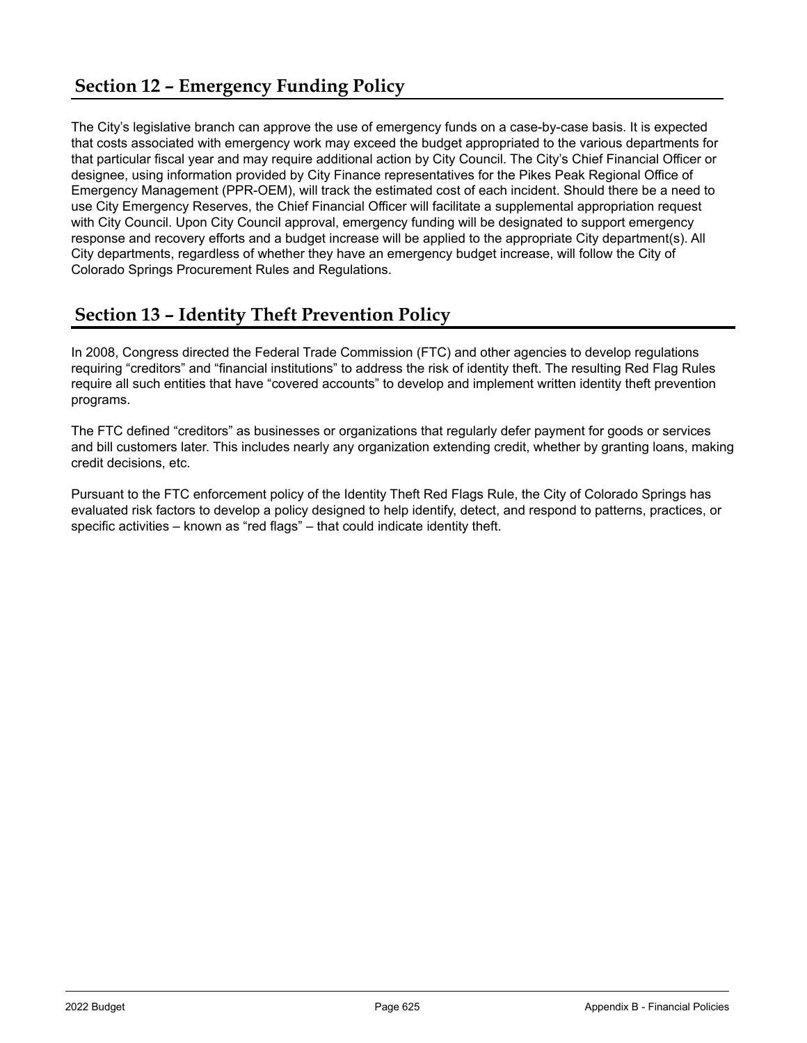## Section 12 – Emergency Funding Policy

The City's legislative branch can approve the use of emergency funds on a case-by-case basis. It is expected that costs associated with emergency work may exceed the budget appropriated to the various departments for that particular fiscal year and may require additional action by City Council. The City's Chief Financial Officer or designee, using information provided by City Finance representatives for the Pikes Peak Regional Office of Emergency Management (PPR-OEM), will track the estimated cost of each incident. Should there be a need to use City Emergency Reserves, the Chief Financial Officer will facilitate a supplemental appropriation request with City Council. Upon City Council approval, emergency funding will be designated to support emergency response and recovery efforts and a budget increase will be applied to the appropriate City department(s). All City departments, regardless of whether they have an emergency budget increase, will follow the City of Colorado Springs Procurement Rules and Regulations.

## Section 13 – Identity Theft Prevention Policy

In 2008, Congress directed the Federal Trade Commission (FTC) and other agencies to develop regulations requiring "creditors" and "financial institutions" to address the risk of identity theft. The resulting Red Flag Rules require all such entities that have "covered accounts" to develop and implement written identity theft prevention programs.

The FTC defined "creditors" as businesses or organizations that regularly defer payment for goods or services and bill customers later. This includes nearly any organization extending credit, whether by granting loans, making credit decisions, etc.

Pursuant to the FTC enforcement policy of the Identity Theft Red Flags Rule, the City of Colorado Springs has evaluated risk factors to develop a policy designed to help identify, detect, and respond to patterns, practices, or specific activities – known as "red flags" – that could indicate identity theft.